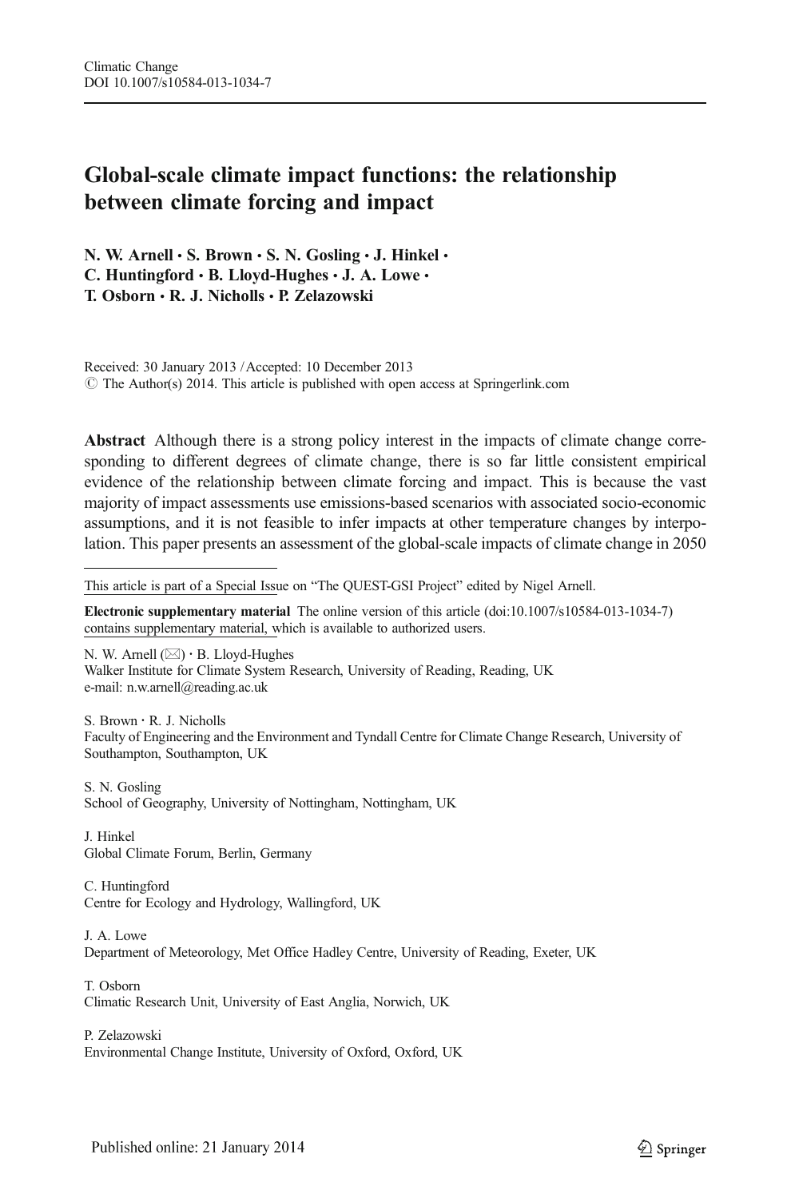Climatic Change
DOI 10.1007/s10584-013-1034-7

# Global-scale climate impact functions: the relationship between climate forcing and impact

**N. W. Arnell · S. Brown · S. N. Gosling · J. Hinkel · C. Huntingford · B. Lloyd-Hughes · J. A. Lowe · T. Osborn · R. J. Nicholls · P. Zelazowski**

Received: 30 January 2013 / Accepted: 10 December 2013
© The Author(s) 2014. This article is published with open access at Springerlink.com

**Abstract** Although there is a strong policy interest in the impacts of climate change corresponding to different degrees of climate change, there is so far little consistent empirical evidence of the relationship between climate forcing and impact. This is because the vast majority of impact assessments use emissions-based scenarios with associated socio-economic assumptions, and it is not feasible to infer impacts at other temperature changes by interpolation. This paper presents an assessment of the global-scale impacts of climate change in 2050

---

This article is part of a Special Issue on "The QUEST-GSI Project" edited by Nigel Arnell.

**Electronic supplementary material** The online version of this article (doi:10.1007/s10584-013-1034-7) contains supplementary material, which is available to authorized users.

N. W. Arnell (✉) · B. Lloyd-Hughes
Walker Institute for Climate System Research, University of Reading, Reading, UK
e-mail: n.w.arnell@reading.ac.uk

S. Brown · R. J. Nicholls
Faculty of Engineering and the Environment and Tyndall Centre for Climate Change Research, University of Southampton, Southampton, UK

S. N. Gosling
School of Geography, University of Nottingham, Nottingham, UK

J. Hinkel
Global Climate Forum, Berlin, Germany

C. Huntingford
Centre for Ecology and Hydrology, Wallingford, UK

J. A. Lowe
Department of Meteorology, Met Office Hadley Centre, University of Reading, Exeter, UK

T. Osborn
Climatic Research Unit, University of East Anglia, Norwich, UK

P. Zelazowski
Environmental Change Institute, University of Oxford, Oxford, UK

Published online: 21 January 2014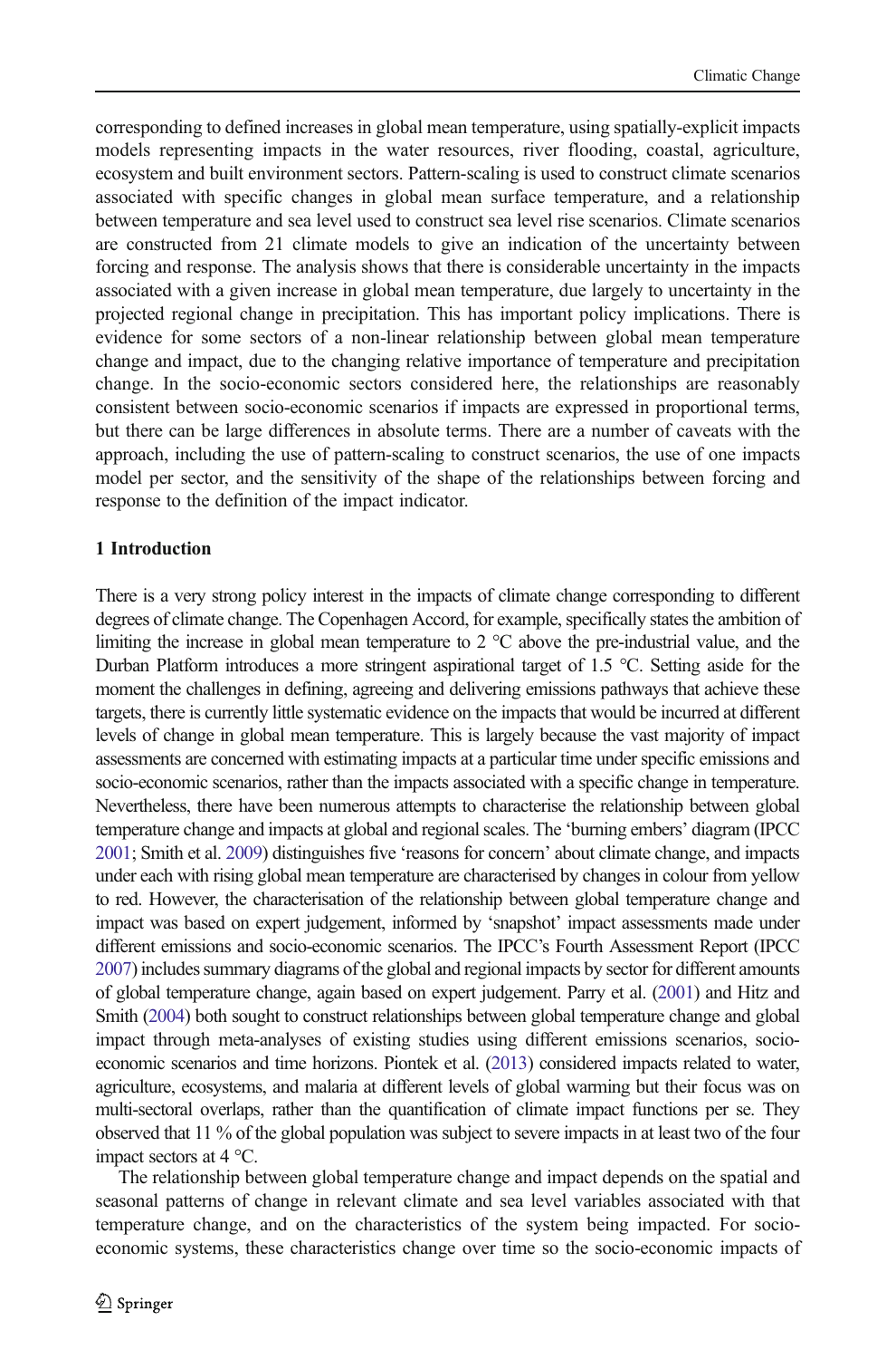corresponding to defined increases in global mean temperature, using spatially-explicit impacts models representing impacts in the water resources, river flooding, coastal, agriculture, ecosystem and built environment sectors. Pattern-scaling is used to construct climate scenarios associated with specific changes in global mean surface temperature, and a relationship between temperature and sea level used to construct sea level rise scenarios. Climate scenarios are constructed from 21 climate models to give an indication of the uncertainty between forcing and response. The analysis shows that there is considerable uncertainty in the impacts associated with a given increase in global mean temperature, due largely to uncertainty in the projected regional change in precipitation. This has important policy implications. There is evidence for some sectors of a non-linear relationship between global mean temperature change and impact, due to the changing relative importance of temperature and precipitation change. In the socio-economic sectors considered here, the relationships are reasonably consistent between socio-economic scenarios if impacts are expressed in proportional terms, but there can be large differences in absolute terms. There are a number of caveats with the approach, including the use of pattern-scaling to construct scenarios, the use of one impacts model per sector, and the sensitivity of the shape of the relationships between forcing and response to the definition of the impact indicator.

## 1 Introduction

There is a very strong policy interest in the impacts of climate change corresponding to different degrees of climate change. The Copenhagen Accord, for example, specifically states the ambition of limiting the increase in global mean temperature to 2 °C above the pre-industrial value, and the Durban Platform introduces a more stringent aspirational target of 1.5 °C. Setting aside for the moment the challenges in defining, agreeing and delivering emissions pathways that achieve these targets, there is currently little systematic evidence on the impacts that would be incurred at different levels of change in global mean temperature. This is largely because the vast majority of impact assessments are concerned with estimating impacts at a particular time under specific emissions and socio-economic scenarios, rather than the impacts associated with a specific change in temperature. Nevertheless, there have been numerous attempts to characterise the relationship between global temperature change and impacts at global and regional scales. The 'burning embers' diagram (IPCC 2001; Smith et al. 2009) distinguishes five 'reasons for concern' about climate change, and impacts under each with rising global mean temperature are characterised by changes in colour from yellow to red. However, the characterisation of the relationship between global temperature change and impact was based on expert judgement, informed by 'snapshot' impact assessments made under different emissions and socio-economic scenarios. The IPCC's Fourth Assessment Report (IPCC 2007) includes summary diagrams of the global and regional impacts by sector for different amounts of global temperature change, again based on expert judgement. Parry et al. (2001) and Hitz and Smith (2004) both sought to construct relationships between global temperature change and global impact through meta-analyses of existing studies using different emissions scenarios, socio-economic scenarios and time horizons. Piontek et al. (2013) considered impacts related to water, agriculture, ecosystems, and malaria at different levels of global warming but their focus was on multi-sectoral overlaps, rather than the quantification of climate impact functions per se. They observed that 11 % of the global population was subject to severe impacts in at least two of the four impact sectors at 4 °C.

The relationship between global temperature change and impact depends on the spatial and seasonal patterns of change in relevant climate and sea level variables associated with that temperature change, and on the characteristics of the system being impacted. For socio-economic systems, these characteristics change over time so the socio-economic impacts of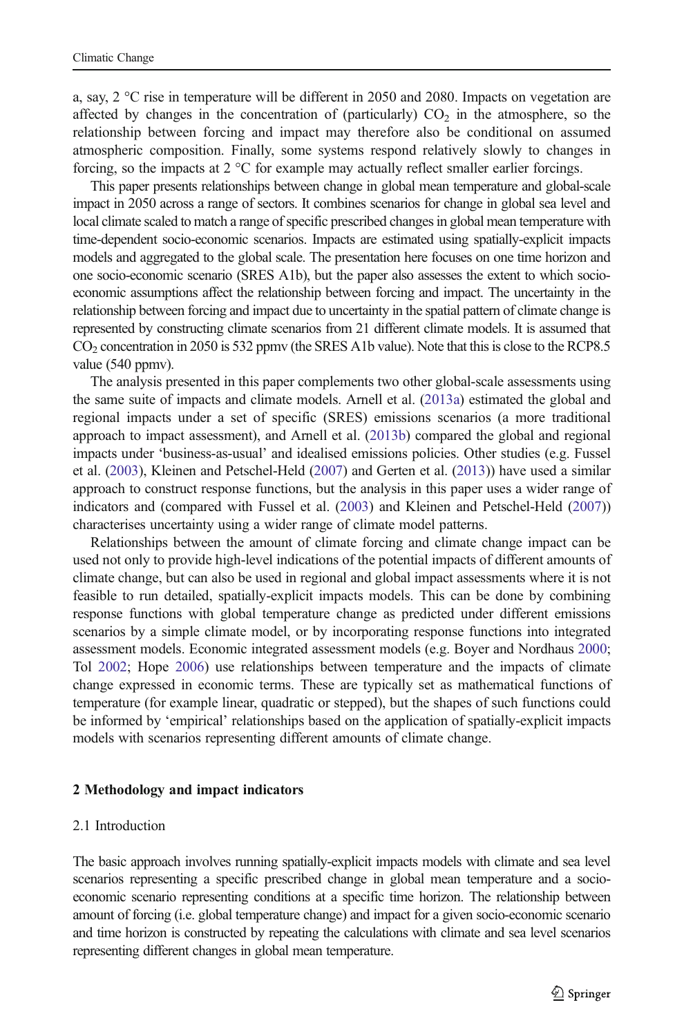a, say, 2 °C rise in temperature will be different in 2050 and 2080. Impacts on vegetation are affected by changes in the concentration of (particularly) $CO_2$ in the atmosphere, so the relationship between forcing and impact may therefore also be conditional on assumed atmospheric composition. Finally, some systems respond relatively slowly to changes in forcing, so the impacts at 2 °C for example may actually reflect smaller earlier forcings.

This paper presents relationships between change in global mean temperature and global-scale impact in 2050 across a range of sectors. It combines scenarios for change in global sea level and local climate scaled to match a range of specific prescribed changes in global mean temperature with time-dependent socio-economic scenarios. Impacts are estimated using spatially-explicit impacts models and aggregated to the global scale. The presentation here focuses on one time horizon and one socio-economic scenario (SRES A1b), but the paper also assesses the extent to which socio-economic assumptions affect the relationship between forcing and impact. The uncertainty in the relationship between forcing and impact due to uncertainty in the spatial pattern of climate change is represented by constructing climate scenarios from 21 different climate models. It is assumed that $CO_2$ concentration in 2050 is 532 ppmv (the SRES A1b value). Note that this is close to the RCP8.5 value (540 ppmv).

The analysis presented in this paper complements two other global-scale assessments using the same suite of impacts and climate models. Arnell et al. (2013a) estimated the global and regional impacts under a set of specific (SRES) emissions scenarios (a more traditional approach to impact assessment), and Arnell et al. (2013b) compared the global and regional impacts under 'business-as-usual' and idealised emissions policies. Other studies (e.g. Fussel et al. (2003), Kleinen and Petschel-Held (2007) and Gerten et al. (2013)) have used a similar approach to construct response functions, but the analysis in this paper uses a wider range of indicators and (compared with Fussel et al. (2003) and Kleinen and Petschel-Held (2007)) characterises uncertainty using a wider range of climate model patterns.

Relationships between the amount of climate forcing and climate change impact can be used not only to provide high-level indications of the potential impacts of different amounts of climate change, but can also be used in regional and global impact assessments where it is not feasible to run detailed, spatially-explicit impacts models. This can be done by combining response functions with global temperature change as predicted under different emissions scenarios by a simple climate model, or by incorporating response functions into integrated assessment models. Economic integrated assessment models (e.g. Boyer and Nordhaus 2000; Tol 2002; Hope 2006) use relationships between temperature and the impacts of climate change expressed in economic terms. These are typically set as mathematical functions of temperature (for example linear, quadratic or stepped), but the shapes of such functions could be informed by 'empirical' relationships based on the application of spatially-explicit impacts models with scenarios representing different amounts of climate change.

## 2 Methodology and impact indicators

### 2.1 Introduction

The basic approach involves running spatially-explicit impacts models with climate and sea level scenarios representing a specific prescribed change in global mean temperature and a socio-economic scenario representing conditions at a specific time horizon. The relationship between amount of forcing (i.e. global temperature change) and impact for a given socio-economic scenario and time horizon is constructed by repeating the calculations with climate and sea level scenarios representing different changes in global mean temperature.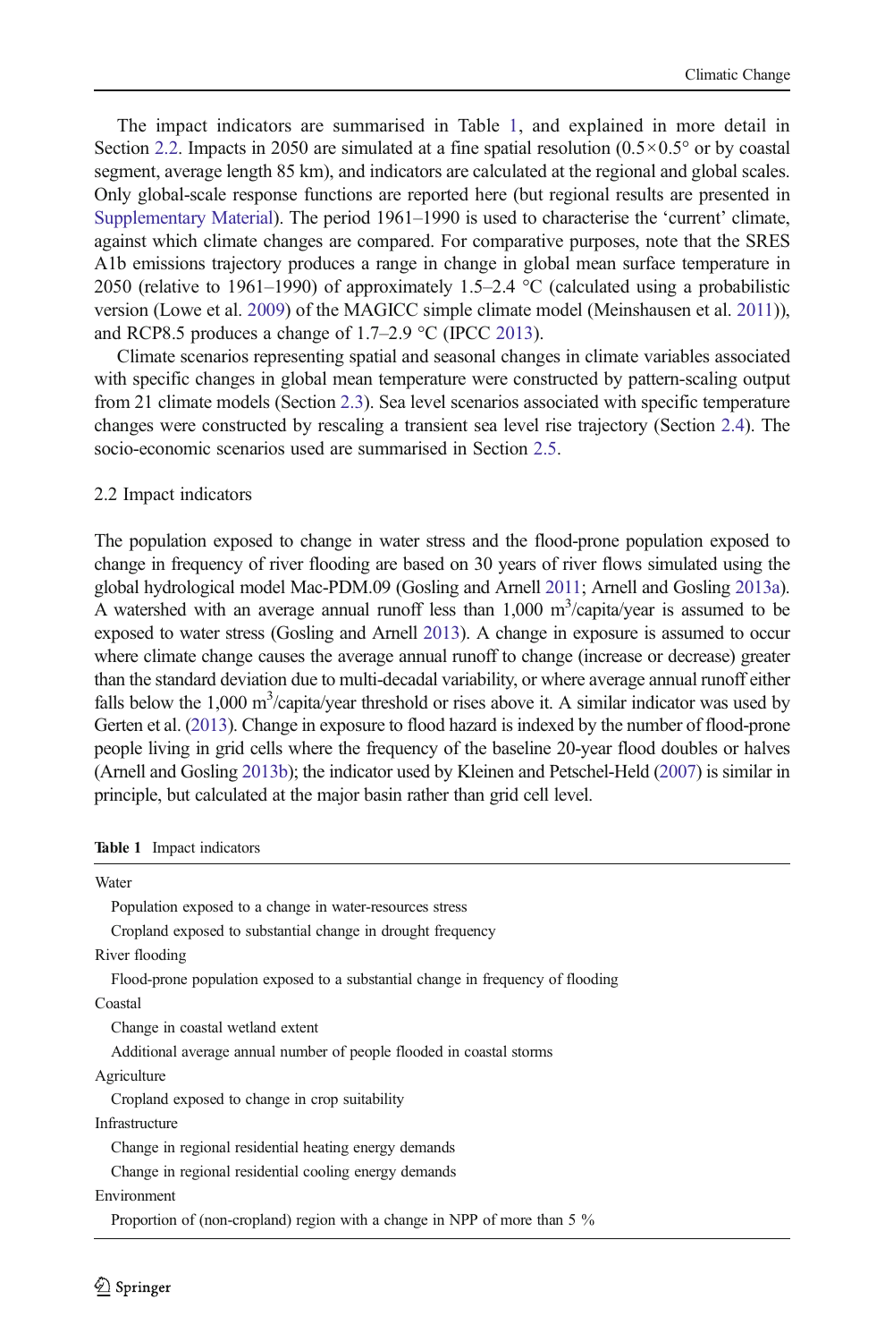The impact indicators are summarised in Table 1, and explained in more detail in Section 2.2. Impacts in 2050 are simulated at a fine spatial resolution (0.5×0.5° or by coastal segment, average length 85 km), and indicators are calculated at the regional and global scales. Only global-scale response functions are reported here (but regional results are presented in Supplementary Material). The period 1961–1990 is used to characterise the 'current' climate, against which climate changes are compared. For comparative purposes, note that the SRES A1b emissions trajectory produces a range in change in global mean surface temperature in 2050 (relative to 1961–1990) of approximately 1.5–2.4 °C (calculated using a probabilistic version (Lowe et al. 2009) of the MAGICC simple climate model (Meinshausen et al. 2011)), and RCP8.5 produces a change of 1.7–2.9 °C (IPCC 2013).

Climate scenarios representing spatial and seasonal changes in climate variables associated with specific changes in global mean temperature were constructed by pattern-scaling output from 21 climate models (Section 2.3). Sea level scenarios associated with specific temperature changes were constructed by rescaling a transient sea level rise trajectory (Section 2.4). The socio-economic scenarios used are summarised in Section 2.5.

## 2.2 Impact indicators

The population exposed to change in water stress and the flood-prone population exposed to change in frequency of river flooding are based on 30 years of river flows simulated using the global hydrological model Mac-PDM.09 (Gosling and Arnell 2011; Arnell and Gosling 2013a). A watershed with an average annual runoff less than 1,000 $m^3$/capita/year is assumed to be exposed to water stress (Gosling and Arnell 2013). A change in exposure is assumed to occur where climate change causes the average annual runoff to change (increase or decrease) greater than the standard deviation due to multi-decadal variability, or where average annual runoff either falls below the 1,000 $m^3$/capita/year threshold or rises above it. A similar indicator was used by Gerten et al. (2013). Change in exposure to flood hazard is indexed by the number of flood-prone people living in grid cells where the frequency of the baseline 20-year flood doubles or halves (Arnell and Gosling 2013b); the indicator used by Kleinen and Petschel-Held (2007) is similar in principle, but calculated at the major basin rather than grid cell level.

**Table 1** Impact indicators

| |
|---|
| Water |
| Population exposed to a change in water-resources stress |
| Cropland exposed to substantial change in drought frequency |
| River flooding |
| Flood-prone population exposed to a substantial change in frequency of flooding |
| Coastal |
| Change in coastal wetland extent |
| Additional average annual number of people flooded in coastal storms |
| Agriculture |
| Cropland exposed to change in crop suitability |
| Infrastructure |
| Change in regional residential heating energy demands |
| Change in regional residential cooling energy demands |
| Environment |
| Proportion of (non-cropland) region with a change in NPP of more than 5 % |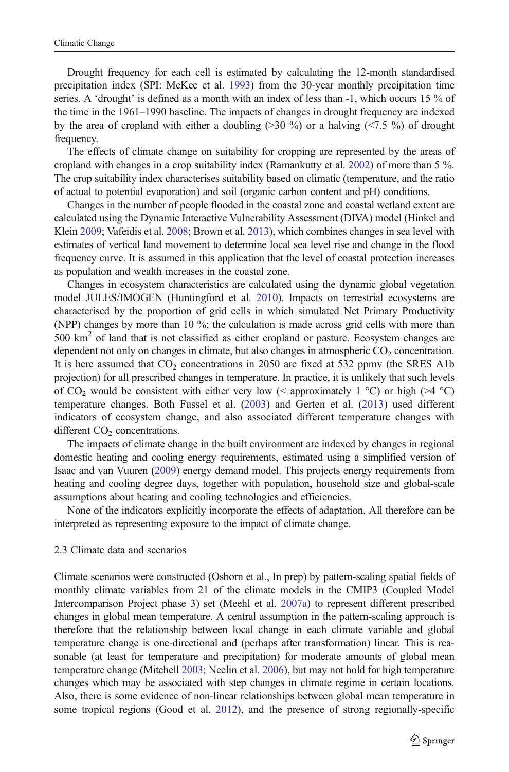Drought frequency for each cell is estimated by calculating the 12-month standardised precipitation index (SPI: McKee et al. 1993) from the 30-year monthly precipitation time series. A 'drought' is defined as a month with an index of less than -1, which occurs 15 % of the time in the 1961–1990 baseline. The impacts of changes in drought frequency are indexed by the area of cropland with either a doubling (>30 %) or a halving (<7.5 %) of drought frequency.

The effects of climate change on suitability for cropping are represented by the areas of cropland with changes in a crop suitability index (Ramankutty et al. 2002) of more than 5 %. The crop suitability index characterises suitability based on climatic (temperature, and the ratio of actual to potential evaporation) and soil (organic carbon content and pH) conditions.

Changes in the number of people flooded in the coastal zone and coastal wetland extent are calculated using the Dynamic Interactive Vulnerability Assessment (DIVA) model (Hinkel and Klein 2009; Vafeidis et al. 2008; Brown et al. 2013), which combines changes in sea level with estimates of vertical land movement to determine local sea level rise and change in the flood frequency curve. It is assumed in this application that the level of coastal protection increases as population and wealth increases in the coastal zone.

Changes in ecosystem characteristics are calculated using the dynamic global vegetation model JULES/IMOGEN (Huntingford et al. 2010). Impacts on terrestrial ecosystems are characterised by the proportion of grid cells in which simulated Net Primary Productivity (NPP) changes by more than 10 %; the calculation is made across grid cells with more than 500 km$^2$ of land that is not classified as either cropland or pasture. Ecosystem changes are dependent not only on changes in climate, but also changes in atmospheric $CO_2$ concentration. It is here assumed that $CO_2$ concentrations in 2050 are fixed at 532 ppmv (the SRES A1b projection) for all prescribed changes in temperature. In practice, it is unlikely that such levels of $CO_2$ would be consistent with either very low (< approximately 1 °C) or high (>4 °C) temperature changes. Both Fussel et al. (2003) and Gerten et al. (2013) used different indicators of ecosystem change, and also associated different temperature changes with different $CO_2$ concentrations.

The impacts of climate change in the built environment are indexed by changes in regional domestic heating and cooling energy requirements, estimated using a simplified version of Isaac and van Vuuren (2009) energy demand model. This projects energy requirements from heating and cooling degree days, together with population, household size and global-scale assumptions about heating and cooling technologies and efficiencies.

None of the indicators explicitly incorporate the effects of adaptation. All therefore can be interpreted as representing exposure to the impact of climate change.

### 2.3 Climate data and scenarios

Climate scenarios were constructed (Osborn et al., In prep) by pattern-scaling spatial fields of monthly climate variables from 21 of the climate models in the CMIP3 (Coupled Model Intercomparison Project phase 3) set (Meehl et al. 2007a) to represent different prescribed changes in global mean temperature. A central assumption in the pattern-scaling approach is therefore that the relationship between local change in each climate variable and global temperature change is one-directional and (perhaps after transformation) linear. This is reasonable (at least for temperature and precipitation) for moderate amounts of global mean temperature change (Mitchell 2003; Neelin et al. 2006), but may not hold for high temperature changes which may be associated with step changes in climate regime in certain locations. Also, there is some evidence of non-linear relationships between global mean temperature in some tropical regions (Good et al. 2012), and the presence of strong regionally-specific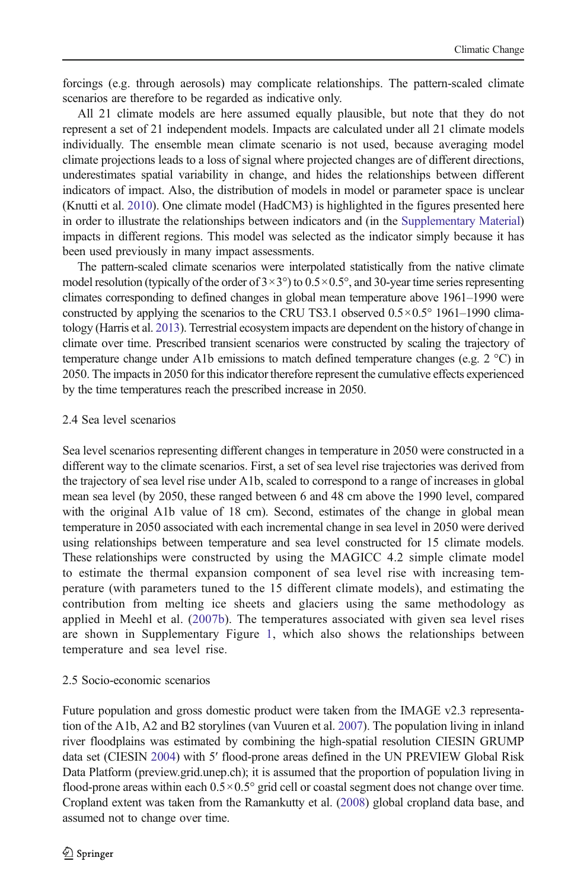forcings (e.g. through aerosols) may complicate relationships. The pattern-scaled climate scenarios are therefore to be regarded as indicative only.

All 21 climate models are here assumed equally plausible, but note that they do not represent a set of 21 independent models. Impacts are calculated under all 21 climate models individually. The ensemble mean climate scenario is not used, because averaging model climate projections leads to a loss of signal where projected changes are of different directions, underestimates spatial variability in change, and hides the relationships between different indicators of impact. Also, the distribution of models in model or parameter space is unclear (Knutti et al. 2010). One climate model (HadCM3) is highlighted in the figures presented here in order to illustrate the relationships between indicators and (in the Supplementary Material) impacts in different regions. This model was selected as the indicator simply because it has been used previously in many impact assessments.

The pattern-scaled climate scenarios were interpolated statistically from the native climate model resolution (typically of the order of $3\times3°$) to $0.5\times0.5°$, and 30-year time series representing climates corresponding to defined changes in global mean temperature above 1961–1990 were constructed by applying the scenarios to the CRU TS3.1 observed $0.5\times0.5°$ 1961–1990 climatology (Harris et al. 2013). Terrestrial ecosystem impacts are dependent on the history of change in climate over time. Prescribed transient scenarios were constructed by scaling the trajectory of temperature change under A1b emissions to match defined temperature changes (e.g. 2 °C) in 2050. The impacts in 2050 for this indicator therefore represent the cumulative effects experienced by the time temperatures reach the prescribed increase in 2050.

### 2.4 Sea level scenarios

Sea level scenarios representing different changes in temperature in 2050 were constructed in a different way to the climate scenarios. First, a set of sea level rise trajectories was derived from the trajectory of sea level rise under A1b, scaled to correspond to a range of increases in global mean sea level (by 2050, these ranged between 6 and 48 cm above the 1990 level, compared with the original A1b value of 18 cm). Second, estimates of the change in global mean temperature in 2050 associated with each incremental change in sea level in 2050 were derived using relationships between temperature and sea level constructed for 15 climate models. These relationships were constructed by using the MAGICC 4.2 simple climate model to estimate the thermal expansion component of sea level rise with increasing temperature (with parameters tuned to the 15 different climate models), and estimating the contribution from melting ice sheets and glaciers using the same methodology as applied in Meehl et al. (2007b). The temperatures associated with given sea level rises are shown in Supplementary Figure 1, which also shows the relationships between temperature and sea level rise.

### 2.5 Socio-economic scenarios

Future population and gross domestic product were taken from the IMAGE v2.3 representation of the A1b, A2 and B2 storylines (van Vuuren et al. 2007). The population living in inland river floodplains was estimated by combining the high-spatial resolution CIESIN GRUMP data set (CIESIN 2004) with 5′ flood-prone areas defined in the UN PREVIEW Global Risk Data Platform (preview.grid.unep.ch); it is assumed that the proportion of population living in flood-prone areas within each $0.5\times0.5°$ grid cell or coastal segment does not change over time. Cropland extent was taken from the Ramankutty et al. (2008) global cropland data base, and assumed not to change over time.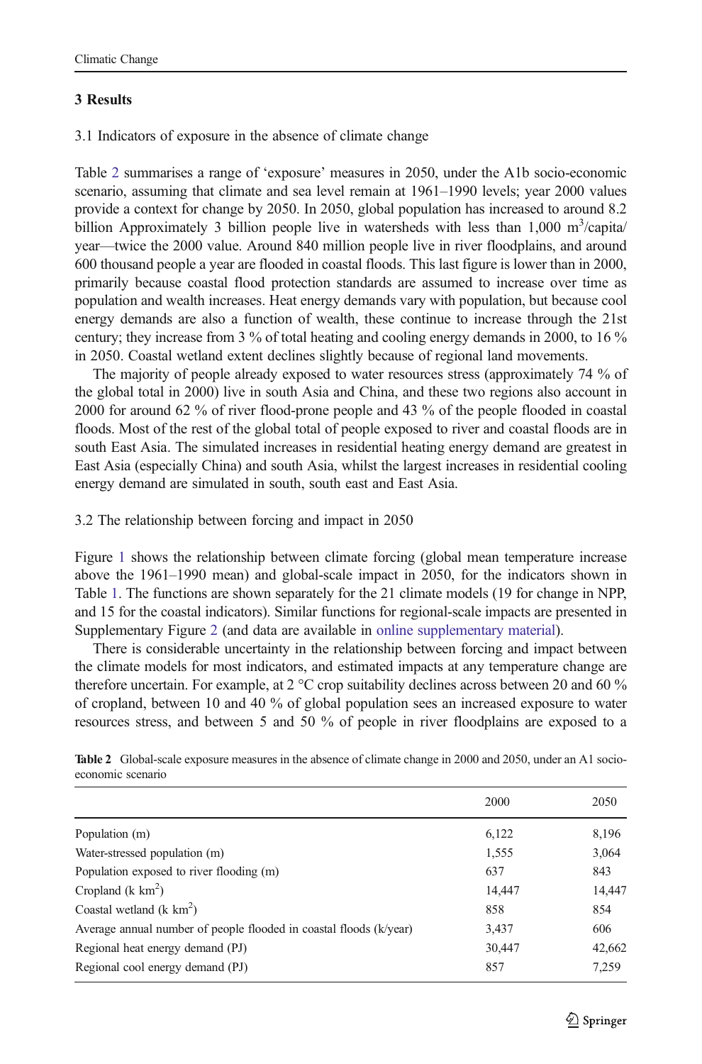## 3 Results

### 3.1 Indicators of exposure in the absence of climate change

Table 2 summarises a range of 'exposure' measures in 2050, under the A1b socio-economic scenario, assuming that climate and sea level remain at 1961–1990 levels; year 2000 values provide a context for change by 2050. In 2050, global population has increased to around 8.2 billion Approximately 3 billion people live in watersheds with less than 1,000 $m^3$/capita/year—twice the 2000 value. Around 840 million people live in river floodplains, and around 600 thousand people a year are flooded in coastal floods. This last figure is lower than in 2000, primarily because coastal flood protection standards are assumed to increase over time as population and wealth increases. Heat energy demands vary with population, but because cool energy demands are also a function of wealth, these continue to increase through the 21st century; they increase from 3 % of total heating and cooling energy demands in 2000, to 16 % in 2050. Coastal wetland extent declines slightly because of regional land movements.

The majority of people already exposed to water resources stress (approximately 74 % of the global total in 2000) live in south Asia and China, and these two regions also account in 2000 for around 62 % of river flood-prone people and 43 % of the people flooded in coastal floods. Most of the rest of the global total of people exposed to river and coastal floods are in south East Asia. The simulated increases in residential heating energy demand are greatest in East Asia (especially China) and south Asia, whilst the largest increases in residential cooling energy demand are simulated in south, south east and East Asia.

### 3.2 The relationship between forcing and impact in 2050

Figure 1 shows the relationship between climate forcing (global mean temperature increase above the 1961–1990 mean) and global-scale impact in 2050, for the indicators shown in Table 1. The functions are shown separately for the 21 climate models (19 for change in NPP, and 15 for the coastal indicators). Similar functions for regional-scale impacts are presented in Supplementary Figure 2 (and data are available in online supplementary material).

There is considerable uncertainty in the relationship between forcing and impact between the climate models for most indicators, and estimated impacts at any temperature change are therefore uncertain. For example, at 2 °C crop suitability declines across between 20 and 60 % of cropland, between 10 and 40 % of global population sees an increased exposure to water resources stress, and between 5 and 50 % of people in river floodplains are exposed to a

**Table 2** Global-scale exposure measures in the absence of climate change in 2000 and 2050, under an A1 socio-economic scenario

| | 2000 | 2050 |
|---|---|---|
| Population (m) | 6,122 | 8,196 |
| Water-stressed population (m) | 1,555 | 3,064 |
| Population exposed to river flooding (m) | 637 | 843 |
| Cropland (k $km^2$) | 14,447 | 14,447 |
| Coastal wetland (k $km^2$) | 858 | 854 |
| Average annual number of people flooded in coastal floods (k/year) | 3,437 | 606 |
| Regional heat energy demand (PJ) | 30,447 | 42,662 |
| Regional cool energy demand (PJ) | 857 | 7,259 |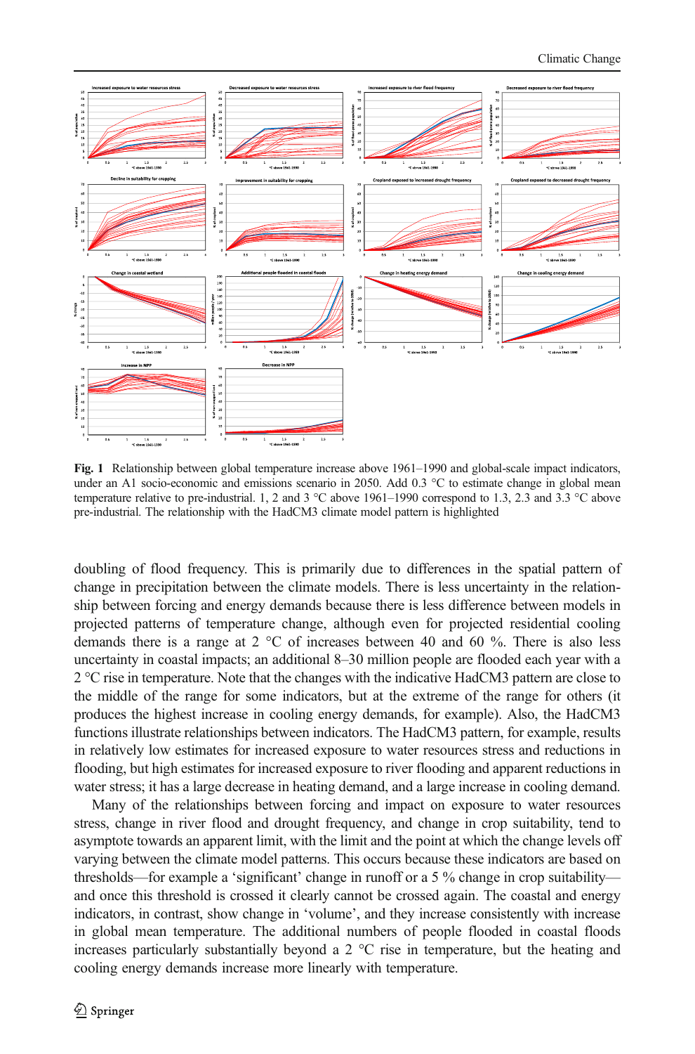**Fig. 1** Relationship between global temperature increase above 1961–1990 and global-scale impact indicators, under an A1 socio-economic and emissions scenario in 2050. Add 0.3 °C to estimate change in global mean temperature relative to pre-industrial. 1, 2 and 3 °C above 1961–1990 correspond to 1.3, 2.3 and 3.3 °C above pre-industrial. The relationship with the HadCM3 climate model pattern is highlighted

doubling of flood frequency. This is primarily due to differences in the spatial pattern of change in precipitation between the climate models. There is less uncertainty in the relationship between forcing and energy demands because there is less difference between models in projected patterns of temperature change, although even for projected residential cooling demands there is a range at 2 °C of increases between 40 and 60 %. There is also less uncertainty in coastal impacts; an additional 8–30 million people are flooded each year with a 2 °C rise in temperature. Note that the changes with the indicative HadCM3 pattern are close to the middle of the range for some indicators, but at the extreme of the range for others (it produces the highest increase in cooling energy demands, for example). Also, the HadCM3 functions illustrate relationships between indicators. The HadCM3 pattern, for example, results in relatively low estimates for increased exposure to water resources stress and reductions in flooding, but high estimates for increased exposure to river flooding and apparent reductions in water stress; it has a large decrease in heating demand, and a large increase in cooling demand.

Many of the relationships between forcing and impact on exposure to water resources stress, change in river flood and drought frequency, and change in crop suitability, tend to asymptote towards an apparent limit, with the limit and the point at which the change levels off varying between the climate model patterns. This occurs because these indicators are based on thresholds—for example a 'significant' change in runoff or a 5 % change in crop suitability—and once this threshold is crossed it clearly cannot be crossed again. The coastal and energy indicators, in contrast, show change in 'volume', and they increase consistently with increase in global mean temperature. The additional numbers of people flooded in coastal floods increases particularly substantially beyond a 2 °C rise in temperature, but the heating and cooling energy demands increase more linearly with temperature.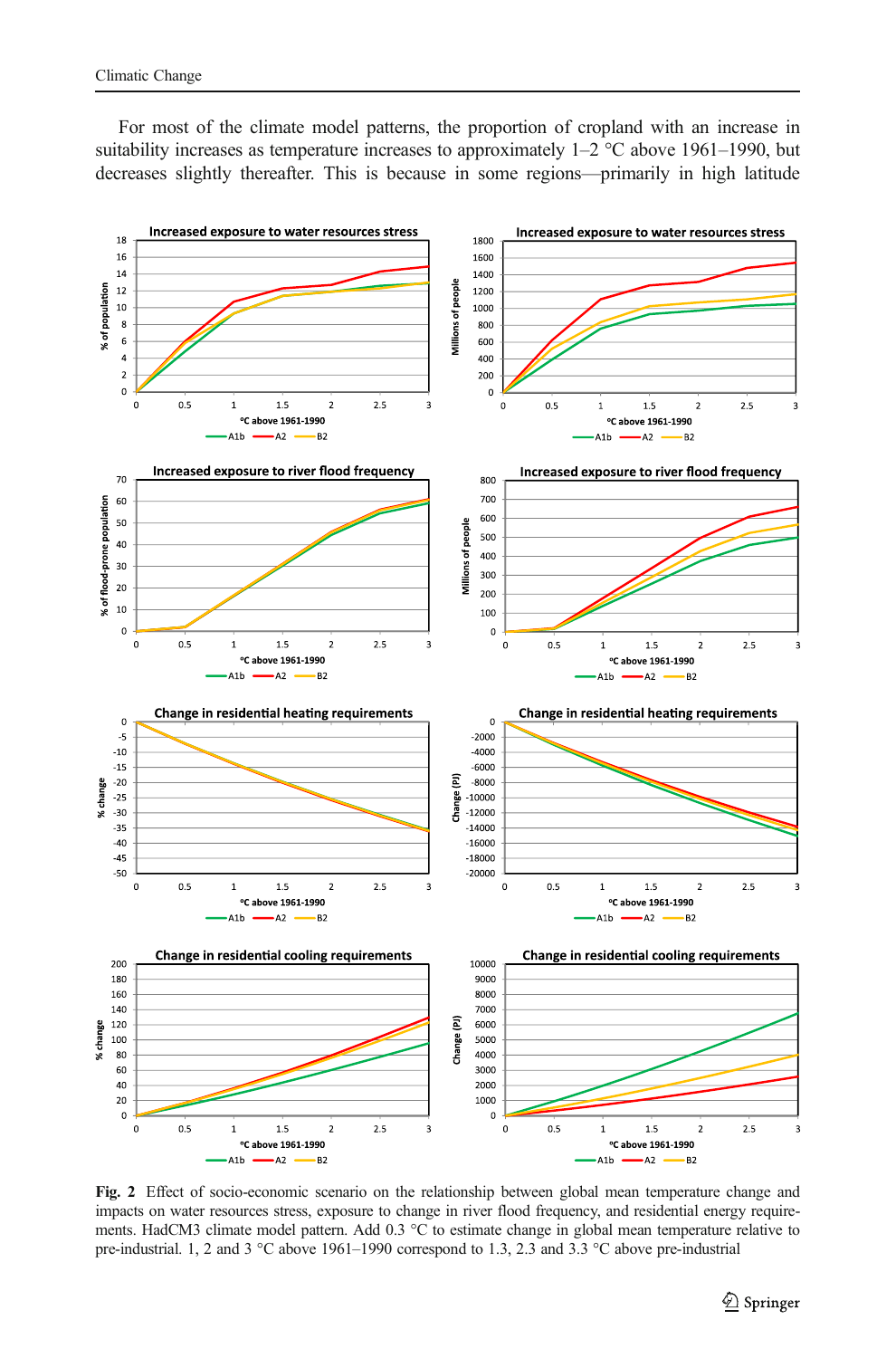For most of the climate model patterns, the proportion of cropland with an increase in suitability increases as temperature increases to approximately 1–2 °C above 1961–1990, but decreases slightly thereafter. This is because in some regions—primarily in high latitude

**Fig. 2** Effect of socio-economic scenario on the relationship between global mean temperature change and impacts on water resources stress, exposure to change in river flood frequency, and residential energy requirements. HadCM3 climate model pattern. Add 0.3 °C to estimate change in global mean temperature relative to pre-industrial. 1, 2 and 3 °C above 1961–1990 correspond to 1.3, 2.3 and 3.3 °C above pre-industrial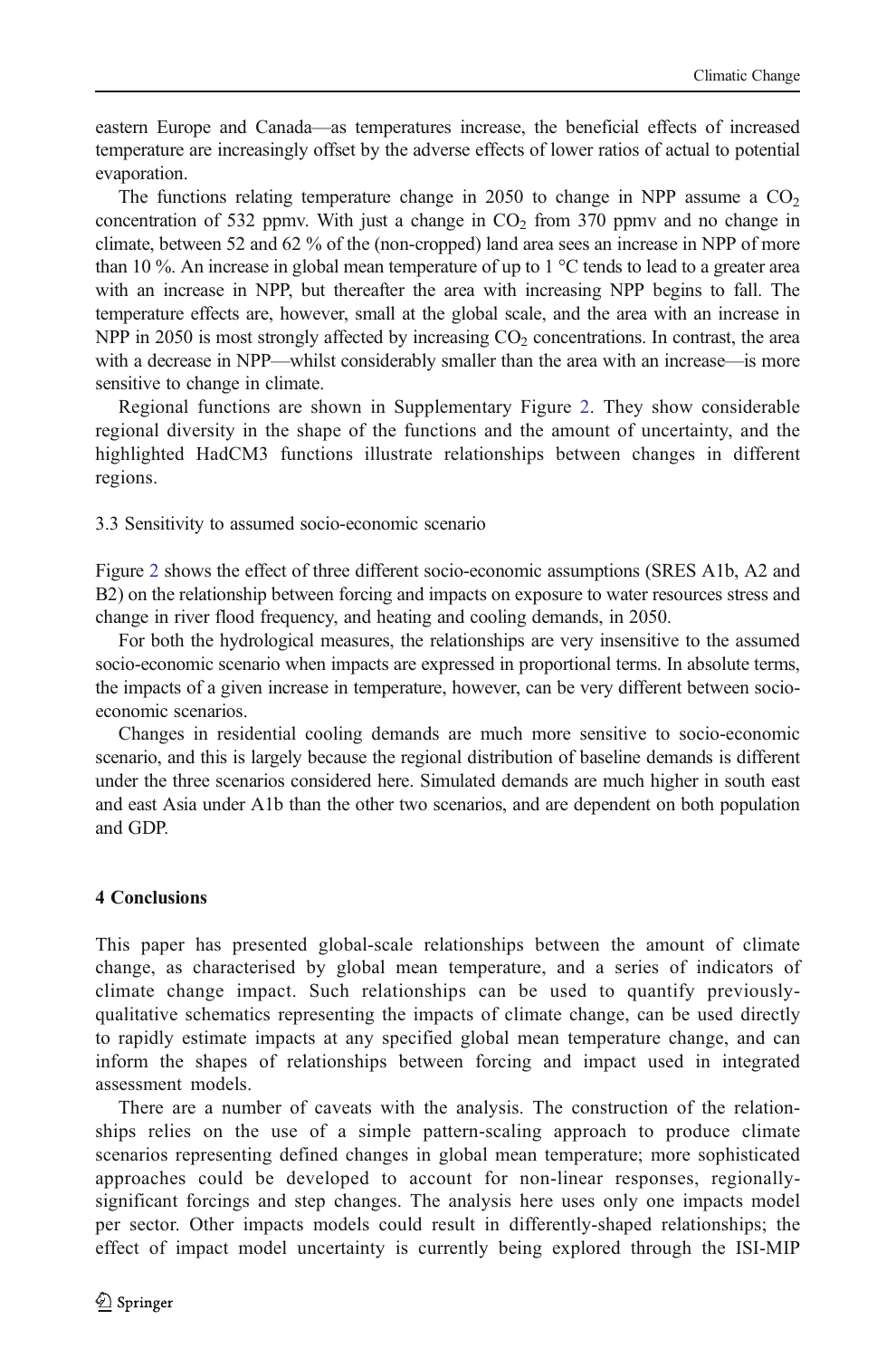eastern Europe and Canada—as temperatures increase, the beneficial effects of increased temperature are increasingly offset by the adverse effects of lower ratios of actual to potential evaporation.

The functions relating temperature change in 2050 to change in NPP assume a $CO_2$ concentration of 532 ppmv. With just a change in $CO_2$ from 370 ppmv and no change in climate, between 52 and 62 % of the (non-cropped) land area sees an increase in NPP of more than 10 %. An increase in global mean temperature of up to 1 °C tends to lead to a greater area with an increase in NPP, but thereafter the area with increasing NPP begins to fall. The temperature effects are, however, small at the global scale, and the area with an increase in NPP in 2050 is most strongly affected by increasing $CO_2$ concentrations. In contrast, the area with a decrease in NPP—whilst considerably smaller than the area with an increase—is more sensitive to change in climate.

Regional functions are shown in Supplementary Figure 2. They show considerable regional diversity in the shape of the functions and the amount of uncertainty, and the highlighted HadCM3 functions illustrate relationships between changes in different regions.

### 3.3 Sensitivity to assumed socio-economic scenario

Figure 2 shows the effect of three different socio-economic assumptions (SRES A1b, A2 and B2) on the relationship between forcing and impacts on exposure to water resources stress and change in river flood frequency, and heating and cooling demands, in 2050.

For both the hydrological measures, the relationships are very insensitive to the assumed socio-economic scenario when impacts are expressed in proportional terms. In absolute terms, the impacts of a given increase in temperature, however, can be very different between socio-economic scenarios.

Changes in residential cooling demands are much more sensitive to socio-economic scenario, and this is largely because the regional distribution of baseline demands is different under the three scenarios considered here. Simulated demands are much higher in south east and east Asia under A1b than the other two scenarios, and are dependent on both population and GDP.

## 4 Conclusions

This paper has presented global-scale relationships between the amount of climate change, as characterised by global mean temperature, and a series of indicators of climate change impact. Such relationships can be used to quantify previously-qualitative schematics representing the impacts of climate change, can be used directly to rapidly estimate impacts at any specified global mean temperature change, and can inform the shapes of relationships between forcing and impact used in integrated assessment models.

There are a number of caveats with the analysis. The construction of the relationships relies on the use of a simple pattern-scaling approach to produce climate scenarios representing defined changes in global mean temperature; more sophisticated approaches could be developed to account for non-linear responses, regionally-significant forcings and step changes. The analysis here uses only one impacts model per sector. Other impacts models could result in differently-shaped relationships; the effect of impact model uncertainty is currently being explored through the ISI-MIP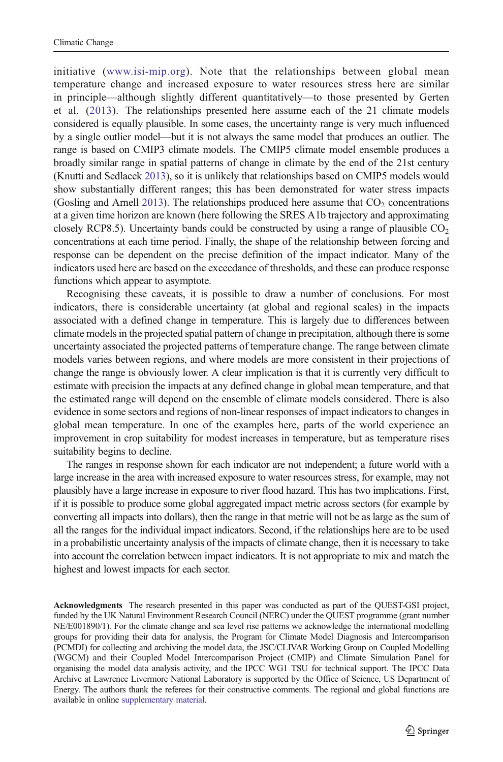initiative (www.isi-mip.org). Note that the relationships between global mean temperature change and increased exposure to water resources stress here are similar in principle—although slightly different quantitatively—to those presented by Gerten et al. (2013). The relationships presented here assume each of the 21 climate models considered is equally plausible. In some cases, the uncertainty range is very much influenced by a single outlier model—but it is not always the same model that produces an outlier. The range is based on CMIP3 climate models. The CMIP5 climate model ensemble produces a broadly similar range in spatial patterns of change in climate by the end of the 21st century (Knutti and Sedlacek 2013), so it is unlikely that relationships based on CMIP5 models would show substantially different ranges; this has been demonstrated for water stress impacts (Gosling and Arnell 2013). The relationships produced here assume that $CO_2$ concentrations at a given time horizon are known (here following the SRES A1b trajectory and approximating closely RCP8.5). Uncertainty bands could be constructed by using a range of plausible $CO_2$ concentrations at each time period. Finally, the shape of the relationship between forcing and response can be dependent on the precise definition of the impact indicator. Many of the indicators used here are based on the exceedance of thresholds, and these can produce response functions which appear to asymptote.

Recognising these caveats, it is possible to draw a number of conclusions. For most indicators, there is considerable uncertainty (at global and regional scales) in the impacts associated with a defined change in temperature. This is largely due to differences between climate models in the projected spatial pattern of change in precipitation, although there is some uncertainty associated the projected patterns of temperature change. The range between climate models varies between regions, and where models are more consistent in their projections of change the range is obviously lower. A clear implication is that it is currently very difficult to estimate with precision the impacts at any defined change in global mean temperature, and that the estimated range will depend on the ensemble of climate models considered. There is also evidence in some sectors and regions of non-linear responses of impact indicators to changes in global mean temperature. In one of the examples here, parts of the world experience an improvement in crop suitability for modest increases in temperature, but as temperature rises suitability begins to decline.

The ranges in response shown for each indicator are not independent; a future world with a large increase in the area with increased exposure to water resources stress, for example, may not plausibly have a large increase in exposure to river flood hazard. This has two implications. First, if it is possible to produce some global aggregated impact metric across sectors (for example by converting all impacts into dollars), then the range in that metric will not be as large as the sum of all the ranges for the individual impact indicators. Second, if the relationships here are to be used in a probabilistic uncertainty analysis of the impacts of climate change, then it is necessary to take into account the correlation between impact indicators. It is not appropriate to mix and match the highest and lowest impacts for each sector.

**Acknowledgments** The research presented in this paper was conducted as part of the QUEST-GSI project, funded by the UK Natural Environment Research Council (NERC) under the QUEST programme (grant number NE/E001890/1). For the climate change and sea level rise patterns we acknowledge the international modelling groups for providing their data for analysis, the Program for Climate Model Diagnosis and Intercomparison (PCMDI) for collecting and archiving the model data, the JSC/CLIVAR Working Group on Coupled Modelling (WGCM) and their Coupled Model Intercomparison Project (CMIP) and Climate Simulation Panel for organising the model data analysis activity, and the IPCC WG1 TSU for technical support. The IPCC Data Archive at Lawrence Livermore National Laboratory is supported by the Office of Science, US Department of Energy. The authors thank the referees for their constructive comments. The regional and global functions are available in online supplementary material.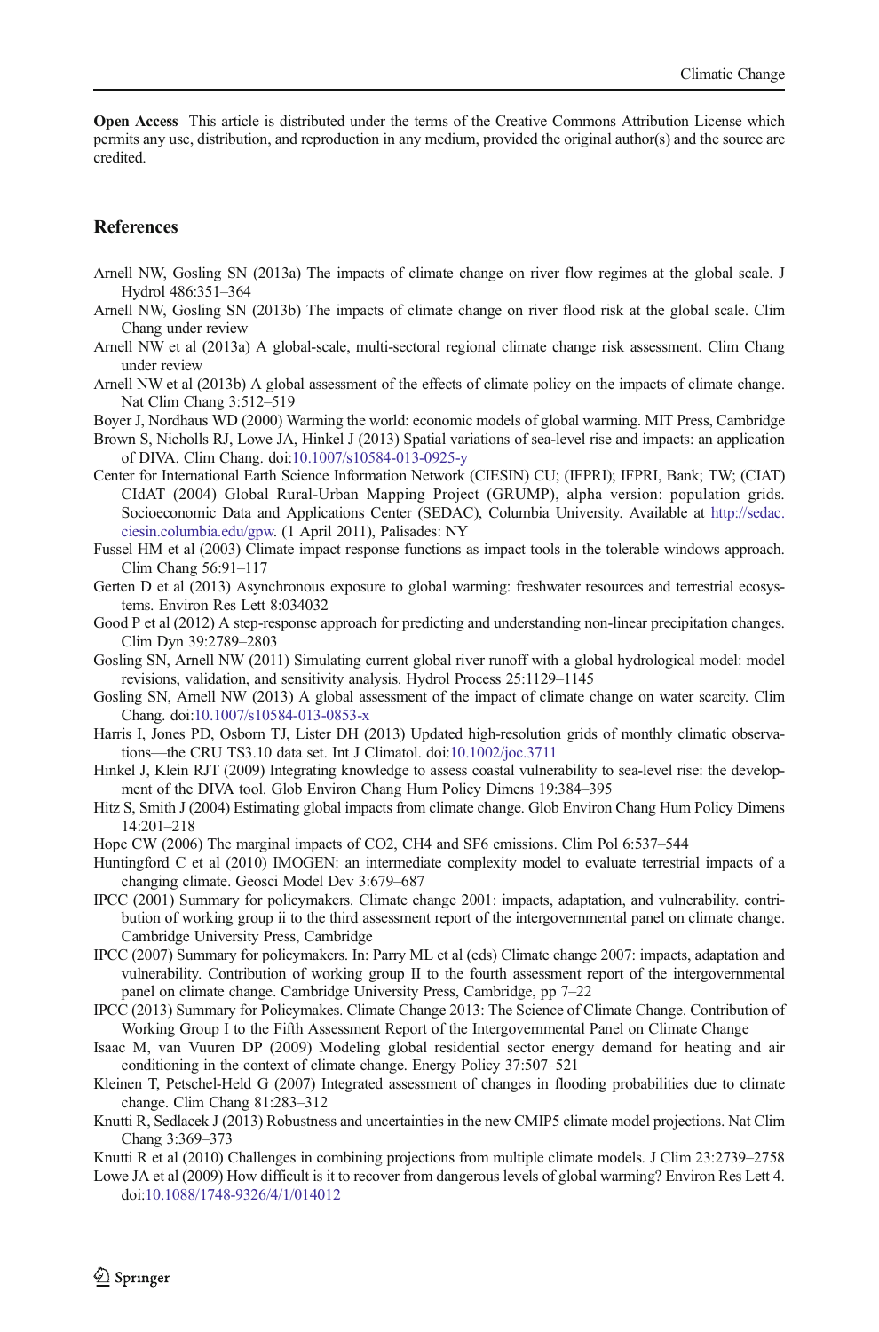**Open Access** This article is distributed under the terms of the Creative Commons Attribution License which permits any use, distribution, and reproduction in any medium, provided the original author(s) and the source are credited.

## References

Arnell NW, Gosling SN (2013a) The impacts of climate change on river flow regimes at the global scale. J Hydrol 486:351–364

Arnell NW, Gosling SN (2013b) The impacts of climate change on river flood risk at the global scale. Clim Chang under review

Arnell NW et al (2013a) A global-scale, multi-sectoral regional climate change risk assessment. Clim Chang under review

Arnell NW et al (2013b) A global assessment of the effects of climate policy on the impacts of climate change. Nat Clim Chang 3:512–519

Boyer J, Nordhaus WD (2000) Warming the world: economic models of global warming. MIT Press, Cambridge

Brown S, Nicholls RJ, Lowe JA, Hinkel J (2013) Spatial variations of sea-level rise and impacts: an application of DIVA. Clim Chang. doi:10.1007/s10584-013-0925-y

Center for International Earth Science Information Network (CIESIN) CU; (IFPRI); IFPRI, Bank; TW; (CIAT) CIdAT (2004) Global Rural-Urban Mapping Project (GRUMP), alpha version: population grids. Socioeconomic Data and Applications Center (SEDAC), Columbia University. Available at http://sedac.ciesin.columbia.edu/gpw. (1 April 2011), Palisades: NY

Fussel HM et al (2003) Climate impact response functions as impact tools in the tolerable windows approach. Clim Chang 56:91–117

Gerten D et al (2013) Asynchronous exposure to global warming: freshwater resources and terrestrial ecosystems. Environ Res Lett 8:034032

Good P et al (2012) A step-response approach for predicting and understanding non-linear precipitation changes. Clim Dyn 39:2789–2803

Gosling SN, Arnell NW (2011) Simulating current global river runoff with a global hydrological model: model revisions, validation, and sensitivity analysis. Hydrol Process 25:1129–1145

Gosling SN, Arnell NW (2013) A global assessment of the impact of climate change on water scarcity. Clim Chang. doi:10.1007/s10584-013-0853-x

Harris I, Jones PD, Osborn TJ, Lister DH (2013) Updated high-resolution grids of monthly climatic observations—the CRU TS3.10 data set. Int J Climatol. doi:10.1002/joc.3711

Hinkel J, Klein RJT (2009) Integrating knowledge to assess coastal vulnerability to sea-level rise: the development of the DIVA tool. Glob Environ Chang Hum Policy Dimens 19:384–395

Hitz S, Smith J (2004) Estimating global impacts from climate change. Glob Environ Chang Hum Policy Dimens 14:201–218

Hope CW (2006) The marginal impacts of CO2, CH4 and SF6 emissions. Clim Pol 6:537–544

Huntingford C et al (2010) IMOGEN: an intermediate complexity model to evaluate terrestrial impacts of a changing climate. Geosci Model Dev 3:679–687

IPCC (2001) Summary for policymakers. Climate change 2001: impacts, adaptation, and vulnerability. contribution of working group ii to the third assessment report of the intergovernmental panel on climate change. Cambridge University Press, Cambridge

IPCC (2007) Summary for policymakers. In: Parry ML et al (eds) Climate change 2007: impacts, adaptation and vulnerability. Contribution of working group II to the fourth assessment report of the intergovernmental panel on climate change. Cambridge University Press, Cambridge, pp 7–22

IPCC (2013) Summary for Policymakes. Climate Change 2013: The Science of Climate Change. Contribution of Working Group I to the Fifth Assessment Report of the Intergovernmental Panel on Climate Change

Isaac M, van Vuuren DP (2009) Modeling global residential sector energy demand for heating and air conditioning in the context of climate change. Energy Policy 37:507–521

Kleinen T, Petschel-Held G (2007) Integrated assessment of changes in flooding probabilities due to climate change. Clim Chang 81:283–312

Knutti R, Sedlacek J (2013) Robustness and uncertainties in the new CMIP5 climate model projections. Nat Clim Chang 3:369–373

Knutti R et al (2010) Challenges in combining projections from multiple climate models. J Clim 23:2739–2758

Lowe JA et al (2009) How difficult is it to recover from dangerous levels of global warming? Environ Res Lett 4. doi:10.1088/1748-9326/4/1/014012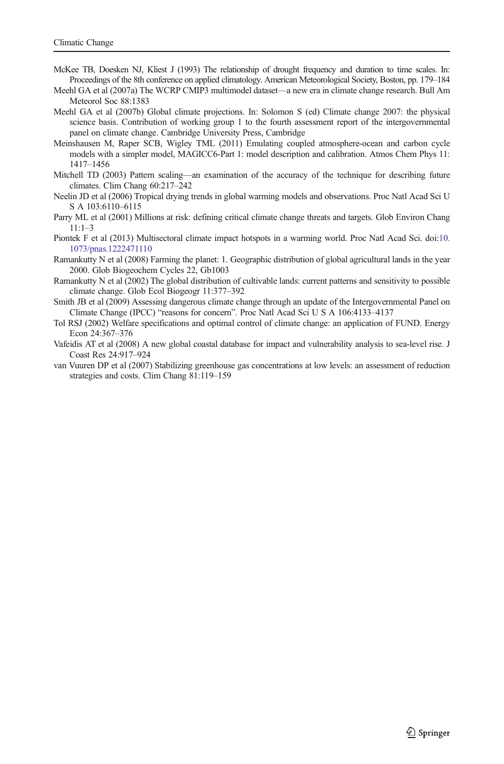McKee TB, Doesken NJ, Kliest J (1993) The relationship of drought frequency and duration to time scales. In: Proceedings of the 8th conference on applied climatology. American Meteorological Society, Boston, pp. 179–184

Meehl GA et al (2007a) The WCRP CMIP3 multimodel dataset—a new era in climate change research. Bull Am Meteorol Soc 88:1383

Meehl GA et al (2007b) Global climate projections. In: Solomon S (ed) Climate change 2007: the physical science basis. Contribution of working group 1 to the fourth assessment report of the intergovernmental panel on climate change. Cambridge University Press, Cambridge

Meinshausen M, Raper SCB, Wigley TML (2011) Emulating coupled atmosphere-ocean and carbon cycle models with a simpler model, MAGICC6-Part 1: model description and calibration. Atmos Chem Phys 11: 1417–1456

Mitchell TD (2003) Pattern scaling—an examination of the accuracy of the technique for describing future climates. Clim Chang 60:217–242

Neelin JD et al (2006) Tropical drying trends in global warming models and observations. Proc Natl Acad Sci U S A 103:6110–6115

Parry ML et al (2001) Millions at risk: defining critical climate change threats and targets. Glob Environ Chang 11:1–3

Piontek F et al (2013) Multisectoral climate impact hotspots in a warming world. Proc Natl Acad Sci. doi:10.1073/pnas.1222471110

Ramankutty N et al (2008) Farming the planet: 1. Geographic distribution of global agricultural lands in the year 2000. Glob Biogeochem Cycles 22, Gb1003

Ramankutty N et al (2002) The global distribution of cultivable lands: current patterns and sensitivity to possible climate change. Glob Ecol Biogeogr 11:377–392

Smith JB et al (2009) Assessing dangerous climate change through an update of the Intergovernmental Panel on Climate Change (IPCC) "reasons for concern". Proc Natl Acad Sci U S A 106:4133–4137

Tol RSJ (2002) Welfare specifications and optimal control of climate change: an application of FUND. Energy Econ 24:367–376

Vafeidis AT et al (2008) A new global coastal database for impact and vulnerability analysis to sea-level rise. J Coast Res 24:917–924

van Vuuren DP et al (2007) Stabilizing greenhouse gas concentrations at low levels: an assessment of reduction strategies and costs. Clim Chang 81:119–159